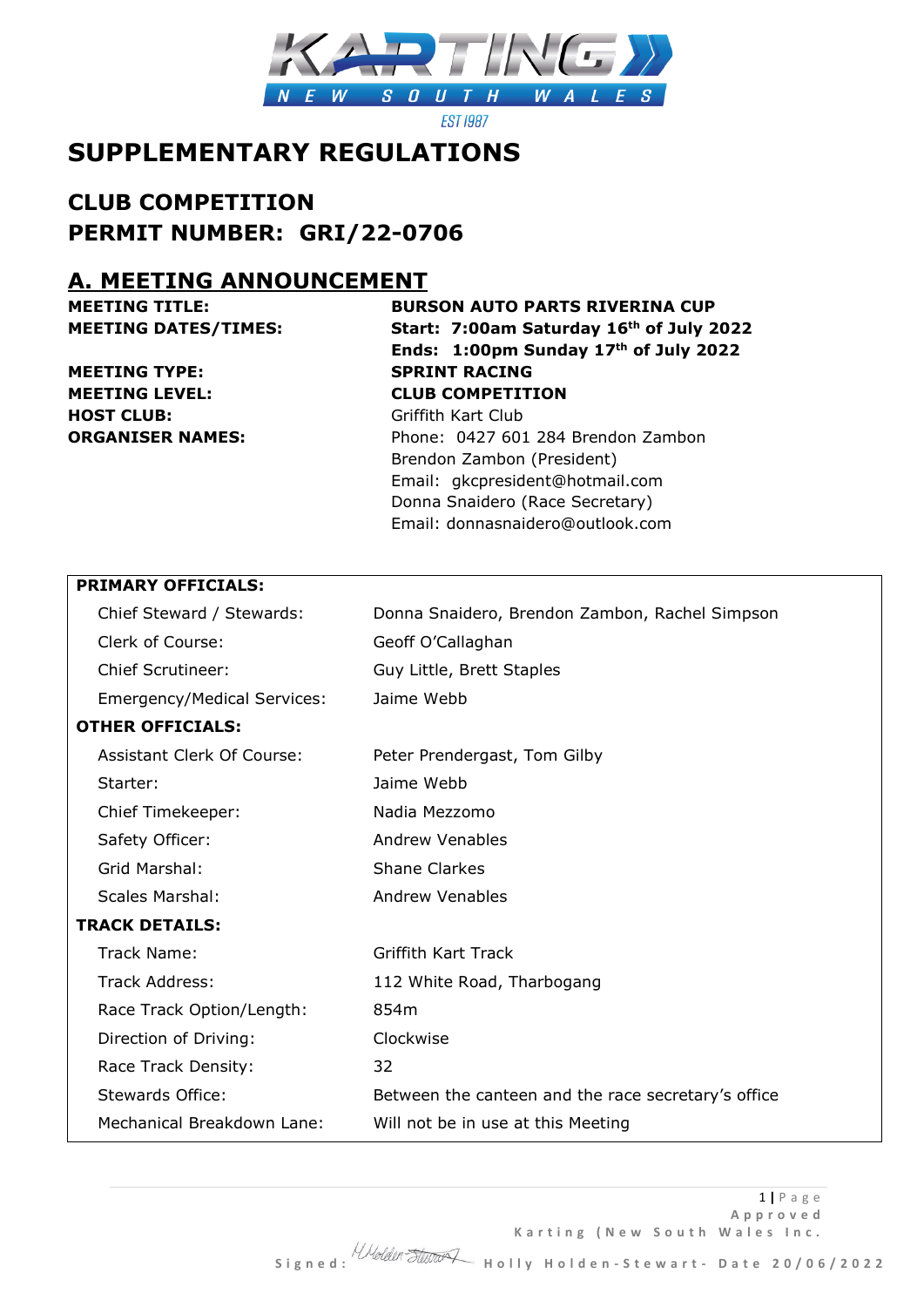# SUPPLEMENTARY REGULATIONS

## CLUB COMPETITION
## PERMIT NUMBER: GRI/22-0706

## A. MEETING ANNOUNCEMENT

| | |
|---|---|
| **MEETING TITLE:** | **BURSON AUTO PARTS RIVERINA CUP** |
| **MEETING DATES/TIMES:** | **Start: 7:00am Saturday 16th of July 2022** |
| | **Ends: 1:00pm Sunday 17th of July 2022** |
| **MEETING TYPE:** | **SPRINT RACING** |
| **MEETING LEVEL:** | **CLUB COMPETITION** |
| **HOST CLUB:** | Griffith Kart Club |
| **ORGANISER NAMES:** | Phone: 0427 601 284 Brendon Zambon<br>Brendon Zambon (President)<br>Email: gkcpresident@hotmail.com<br>Donna Snaidero (Race Secretary)<br>Email: donnasnaidero@outlook.com |

| **PRIMARY OFFICIALS:** | |
|---|---|
| Chief Steward / Stewards: | Donna Snaidero, Brendon Zambon, Rachel Simpson |
| Clerk of Course: | Geoff O'Callaghan |
| Chief Scrutineer: | Guy Little, Brett Staples |
| Emergency/Medical Services: | Jaime Webb |
| **OTHER OFFICIALS:** | |
| Assistant Clerk Of Course: | Peter Prendergast, Tom Gilby |
| Starter: | Jaime Webb |
| Chief Timekeeper: | Nadia Mezzomo |
| Safety Officer: | Andrew Venables |
| Grid Marshal: | Shane Clarkes |
| Scales Marshal: | Andrew Venables |
| **TRACK DETAILS:** | |
| Track Name: | Griffith Kart Track |
| Track Address: | 112 White Road, Tharbogang |
| Race Track Option/Length: | 854m |
| Direction of Driving: | Clockwise |
| Race Track Density: | 32 |
| Stewards Office: | Between the canteen and the race secretary's office |
| Mechanical Breakdown Lane: | Will not be in use at this Meeting |

Approved Karting (New South Wales Inc.
Signed: Holly Holden-Stewart- Date 20/06/2022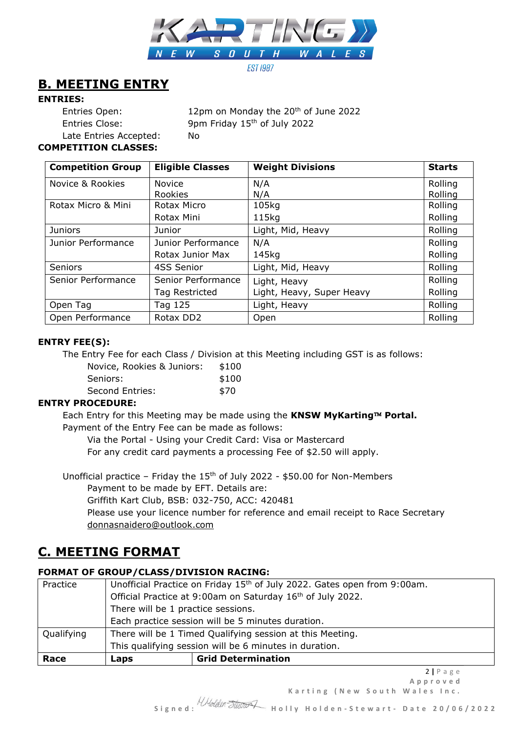## B. MEETING ENTRY

**ENTRIES:**

| | |
|---|---|
| Entries Open: | 12pm on Monday the 20th of June 2022 |
| Entries Close: | 9pm Friday 15th of July 2022 |
| Late Entries Accepted: | No |

**COMPETITION CLASSES:**

| Competition Group | Eligible Classes | Weight Divisions | Starts |
|---|---|---|---|
| Novice & Rookies | Novice<br>Rookies | N/A<br>N/A | Rolling<br>Rolling |
| Rotax Micro & Mini | Rotax Micro<br>Rotax Mini | 105kg<br>115kg | Rolling<br>Rolling |
| Juniors | Junior | Light, Mid, Heavy | Rolling |
| Junior Performance | Junior Performance<br>Rotax Junior Max | N/A<br>145kg | Rolling<br>Rolling |
| Seniors | 4SS Senior | Light, Mid, Heavy | Rolling |
| Senior Performance | Senior Performance<br>Tag Restricted | Light, Heavy<br>Light, Heavy, Super Heavy | Rolling<br>Rolling |
| Open Tag | Tag 125 | Light, Heavy | Rolling |
| Open Performance | Rotax DD2 | Open | Rolling |

**ENTRY FEE(S):**

The Entry Fee for each Class / Division at this Meeting including GST is as follows:

| | |
|---|---|
| Novice, Rookies & Juniors: | $100 |
| Seniors: | $100 |
| Second Entries: | $70 |

**ENTRY PROCEDURE:**

Each Entry for this Meeting may be made using the **KNSW MyKarting™ Portal.**
Payment of the Entry Fee can be made as follows:

Via the Portal - Using your Credit Card: Visa or Mastercard
For any credit card payments a processing Fee of $2.50 will apply.

Unofficial practice – Friday the 15th of July 2022 - $50.00 for Non-Members

Payment to be made by EFT. Details are:
Griffith Kart Club, BSB: 032-750, ACC: 420481
Please use your licence number for reference and email receipt to Race Secretary donnasnaidero@outlook.com

## C. MEETING FORMAT

**FORMAT OF GROUP/CLASS/DIVISION RACING:**

| | | |
|---|---|---|
| Practice | Unofficial Practice on Friday 15th of July 2022. Gates open from 9:00am.<br>Official Practice at 9:00am on Saturday 16th of July 2022.<br>There will be 1 practice sessions.<br>Each practice session will be 5 minutes duration. | |
| Qualifying | There will be 1 Timed Qualifying session at this Meeting.<br>This qualifying session will be 6 minutes in duration. | |
| **Race** | **Laps** | **Grid Determination** |

Approved
Karting (New South Wales Inc.

Signed: Holly Holden-Stewart - Date 20/06/2022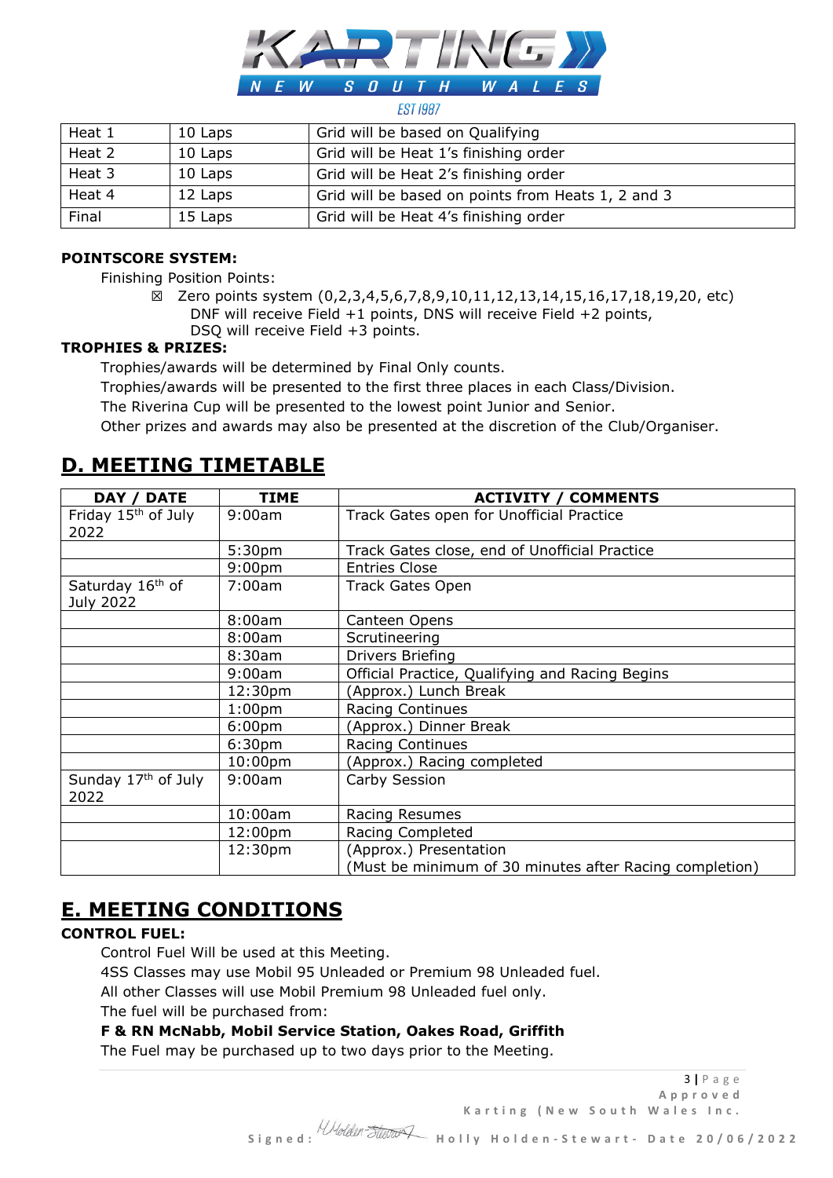| Heat 1 | 10 Laps | Grid will be based on Qualifying |
|---|---|---|
| Heat 2 | 10 Laps | Grid will be Heat 1's finishing order |
| Heat 3 | 10 Laps | Grid will be Heat 2's finishing order |
| Heat 4 | 12 Laps | Grid will be based on points from Heats 1, 2 and 3 |
| Final | 15 Laps | Grid will be Heat 4's finishing order |

**POINTSCORE SYSTEM:**

Finishing Position Points:

☒ Zero points system (0,2,3,4,5,6,7,8,9,10,11,12,13,14,15,16,17,18,19,20, etc)
DNF will receive Field +1 points, DNS will receive Field +2 points,
DSQ will receive Field +3 points.

**TROPHIES & PRIZES:**

Trophies/awards will be determined by Final Only counts.

Trophies/awards will be presented to the first three places in each Class/Division.

The Riverina Cup will be presented to the lowest point Junior and Senior.

Other prizes and awards may also be presented at the discretion of the Club/Organiser.

## D. MEETING TIMETABLE

| DAY / DATE | TIME | ACTIVITY / COMMENTS |
|---|---|---|
| Friday 15th of July 2022 | 9:00am | Track Gates open for Unofficial Practice |
| | 5:30pm | Track Gates close, end of Unofficial Practice |
| | 9:00pm | Entries Close |
| Saturday 16th of July 2022 | 7:00am | Track Gates Open |
| | 8:00am | Canteen Opens |
| | 8:00am | Scrutineering |
| | 8:30am | Drivers Briefing |
| | 9:00am | Official Practice, Qualifying and Racing Begins |
| | 12:30pm | (Approx.) Lunch Break |
| | 1:00pm | Racing Continues |
| | 6:00pm | (Approx.) Dinner Break |
| | 6:30pm | Racing Continues |
| | 10:00pm | (Approx.) Racing completed |
| Sunday 17th of July 2022 | 9:00am | Carby Session |
| | 10:00am | Racing Resumes |
| | 12:00pm | Racing Completed |
| | 12:30pm | (Approx.) Presentation (Must be minimum of 30 minutes after Racing completion) |

## E. MEETING CONDITIONS

**CONTROL FUEL:**

Control Fuel Will be used at this Meeting.

4SS Classes may use Mobil 95 Unleaded or Premium 98 Unleaded fuel.

All other Classes will use Mobil Premium 98 Unleaded fuel only.

The fuel will be purchased from:

**F & RN McNabb, Mobil Service Station, Oakes Road, Griffith**

The Fuel may be purchased up to two days prior to the Meeting.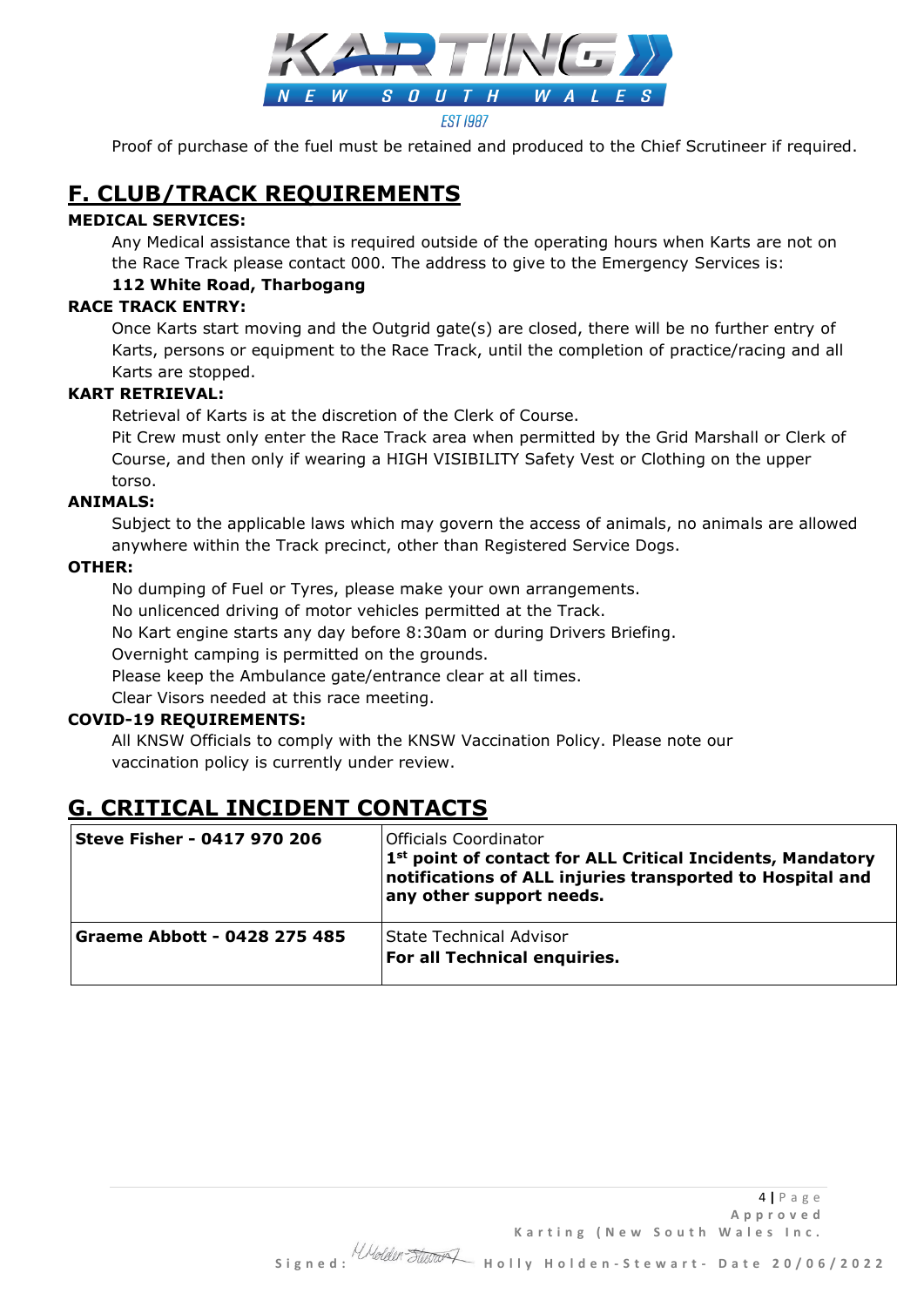Proof of purchase of the fuel must be retained and produced to the Chief Scrutineer if required.

## F. CLUB/TRACK REQUIREMENTS

**MEDICAL SERVICES:**

Any Medical assistance that is required outside of the operating hours when Karts are not on the Race Track please contact 000. The address to give to the Emergency Services is:

**112 White Road, Tharbogang**

**RACE TRACK ENTRY:**

Once Karts start moving and the Outgrid gate(s) are closed, there will be no further entry of Karts, persons or equipment to the Race Track, until the completion of practice/racing and all Karts are stopped.

**KART RETRIEVAL:**

Retrieval of Karts is at the discretion of the Clerk of Course.

Pit Crew must only enter the Race Track area when permitted by the Grid Marshall or Clerk of Course, and then only if wearing a HIGH VISIBILITY Safety Vest or Clothing on the upper torso.

**ANIMALS:**

Subject to the applicable laws which may govern the access of animals, no animals are allowed anywhere within the Track precinct, other than Registered Service Dogs.

**OTHER:**

No dumping of Fuel or Tyres, please make your own arrangements.
No unlicenced driving of motor vehicles permitted at the Track.
No Kart engine starts any day before 8:30am or during Drivers Briefing.
Overnight camping is permitted on the grounds.
Please keep the Ambulance gate/entrance clear at all times.
Clear Visors needed at this race meeting.

**COVID-19 REQUIREMENTS:**

All KNSW Officials to comply with the KNSW Vaccination Policy. Please note our vaccination policy is currently under review.

## G. CRITICAL INCIDENT CONTACTS

| | |
|---|---|
| **Steve Fisher - 0417 970 206** | Officials Coordinator **1st point of contact for ALL Critical Incidents, Mandatory notifications of ALL injuries transported to Hospital and any other support needs.** |
| **Graeme Abbott - 0428 275 485** | State Technical Advisor **For all Technical enquiries.** |

Approved Karting (New South Wales Inc.

Signed: Holly Holden-Stewart - Date 20/06/2022